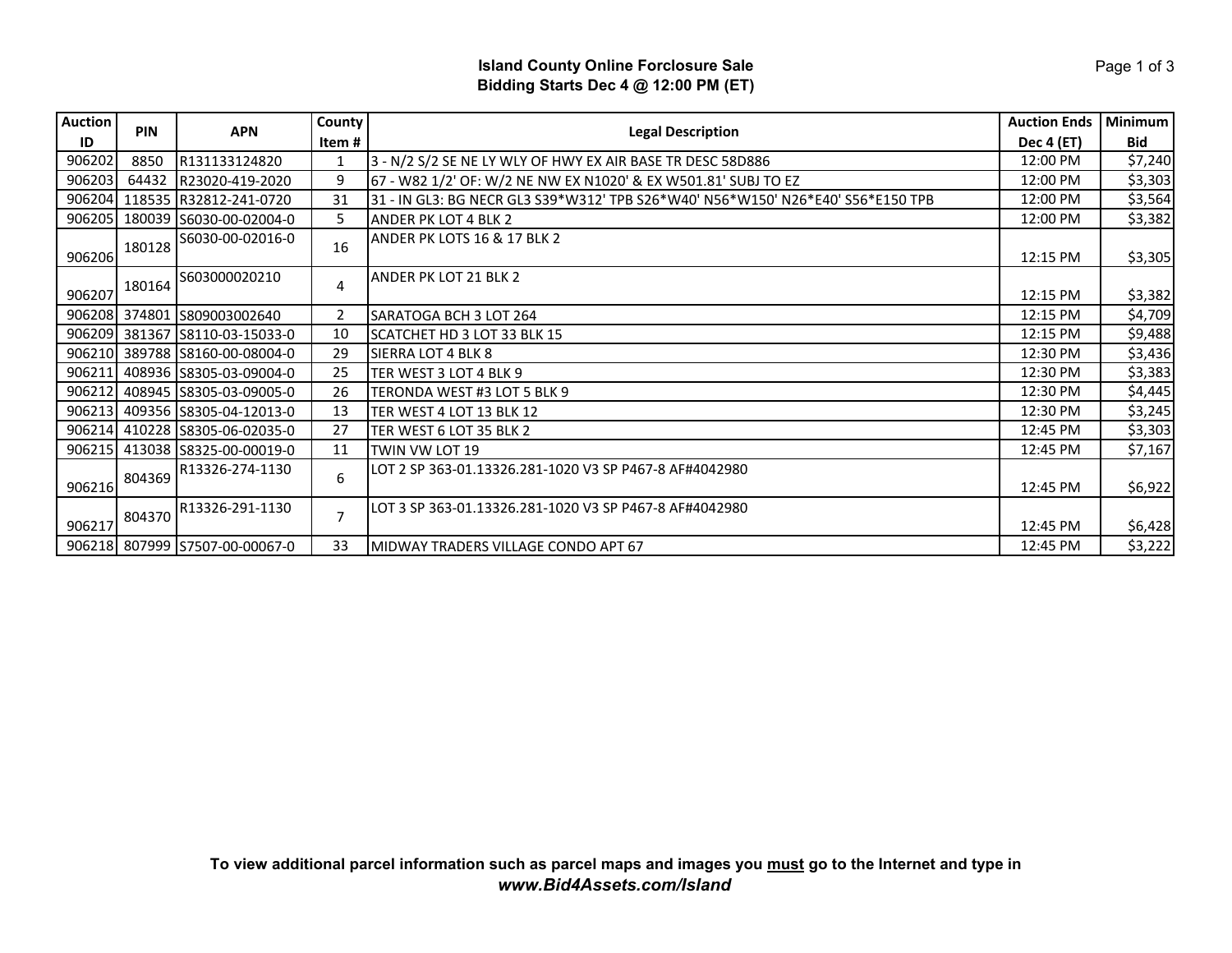# Island County Online Forclosure Sale
## Bidding Starts Dec 4 @ 12:00 PM (ET)

| Auction ID | PIN | APN | County Item # | Legal Description | Auction Ends Dec 4 (ET) | Minimum Bid |
|---|---|---|---|---|---|---|
| 906202 | 8850 | R131133124820 | 1 | 3 - N/2 S/2 SE NE LY WLY OF HWY EX AIR BASE TR DESC 58D886 | 12:00 PM | $7,240 |
| 906203 | 64432 | R23020-419-2020 | 9 | 67 - W82 1/2' OF: W/2 NE NW EX N1020' & EX W501.81' SUBJ TO EZ | 12:00 PM | $3,303 |
| 906204 | 118535 | R32812-241-0720 | 31 | 31 - IN GL3: BG NECR GL3 S39*W312' TPB S26*W40' N56*W150' N26*E40' S56*E150 TPB | 12:00 PM | $3,564 |
| 906205 | 180039 | S6030-00-02004-0 | 5 | ANDER PK LOT 4 BLK 2 | 12:00 PM | $3,382 |
| 906206 | 180128 | S6030-00-02016-0 | 16 | ANDER PK LOTS 16 & 17 BLK 2 | 12:15 PM | $3,305 |
| 906207 | 180164 | S603000020210 | 4 | ANDER PK LOT 21 BLK 2 | 12:15 PM | $3,382 |
| 906208 | 374801 | S809003002640 | 2 | SARATOGA BCH 3 LOT 264 | 12:15 PM | $4,709 |
| 906209 | 381367 | S8110-03-15033-0 | 10 | SCATCHET HD 3 LOT 33 BLK 15 | 12:15 PM | $9,488 |
| 906210 | 389788 | S8160-00-08004-0 | 29 | SIERRA LOT 4 BLK 8 | 12:30 PM | $3,436 |
| 906211 | 408936 | S8305-03-09004-0 | 25 | TER WEST 3 LOT 4 BLK 9 | 12:30 PM | $3,383 |
| 906212 | 408945 | S8305-03-09005-0 | 26 | TERONDA WEST #3 LOT 5 BLK 9 | 12:30 PM | $4,445 |
| 906213 | 409356 | S8305-04-12013-0 | 13 | TER WEST 4 LOT 13 BLK 12 | 12:30 PM | $3,245 |
| 906214 | 410228 | S8305-06-02035-0 | 27 | TER WEST 6 LOT 35 BLK 2 | 12:45 PM | $3,303 |
| 906215 | 413038 | S8325-00-00019-0 | 11 | TWIN VW LOT 19 | 12:45 PM | $7,167 |
| 906216 | 804369 | R13326-274-1130 | 6 | LOT 2 SP 363-01.13326.281-1020 V3 SP P467-8 AF#4042980 | 12:45 PM | $6,922 |
| 906217 | 804370 | R13326-291-1130 | 7 | LOT 3 SP 363-01.13326.281-1020 V3 SP P467-8 AF#4042980 | 12:45 PM | $6,428 |
| 906218 | 807999 | S7507-00-00067-0 | 33 | MIDWAY TRADERS VILLAGE CONDO APT 67 | 12:45 PM | $3,222 |

**To view additional parcel information such as parcel maps and images you <u>must</u> go to the Internet and type in *www.Bid4Assets.com/Island***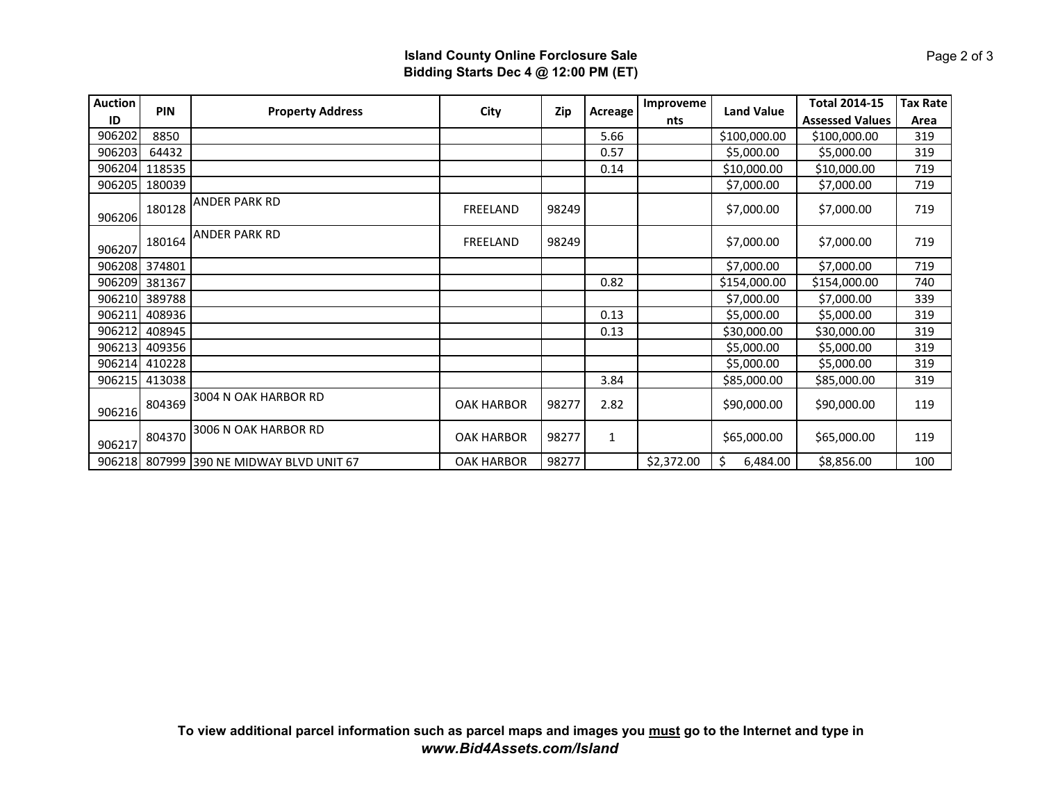**Island County Online Forclosure Sale**
**Bidding Starts Dec 4 @ 12:00 PM (ET)**

| Auction ID | PIN | Property Address | City | Zip | Acreage | Improvements | Land Value | Total 2014-15 Assessed Values | Tax Rate Area |
|---|---|---|---|---|---|---|---|---|---|
| 906202 | 8850 | | | | 5.66 | | $100,000.00 | $100,000.00 | 319 |
| 906203 | 64432 | | | | 0.57 | | $5,000.00 | $5,000.00 | 319 |
| 906204 | 118535 | | | | 0.14 | | $10,000.00 | $10,000.00 | 719 |
| 906205 | 180039 | | | | | | $7,000.00 | $7,000.00 | 719 |
| 906206 | 180128 | ANDER PARK RD | FREELAND | 98249 | | | $7,000.00 | $7,000.00 | 719 |
| 906207 | 180164 | ANDER PARK RD | FREELAND | 98249 | | | $7,000.00 | $7,000.00 | 719 |
| 906208 | 374801 | | | | | | $7,000.00 | $7,000.00 | 719 |
| 906209 | 381367 | | | | 0.82 | | $154,000.00 | $154,000.00 | 740 |
| 906210 | 389788 | | | | | | $7,000.00 | $7,000.00 | 339 |
| 906211 | 408936 | | | | 0.13 | | $5,000.00 | $5,000.00 | 319 |
| 906212 | 408945 | | | | 0.13 | | $30,000.00 | $30,000.00 | 319 |
| 906213 | 409356 | | | | | | $5,000.00 | $5,000.00 | 319 |
| 906214 | 410228 | | | | | | $5,000.00 | $5,000.00 | 319 |
| 906215 | 413038 | | | | 3.84 | | $85,000.00 | $85,000.00 | 319 |
| 906216 | 804369 | 3004 N OAK HARBOR RD | OAK HARBOR | 98277 | 2.82 | | $90,000.00 | $90,000.00 | 119 |
| 906217 | 804370 | 3006 N OAK HARBOR RD | OAK HARBOR | 98277 | 1 | | $65,000.00 | $65,000.00 | 119 |
| 906218 | 807999 | 390 NE MIDWAY BLVD UNIT 67 | OAK HARBOR | 98277 | | $2,372.00 | $ 6,484.00 | $8,856.00 | 100 |

**To view additional parcel information such as parcel maps and images you <u>must</u> go to the Internet and type in**
***www.Bid4Assets.com/Island***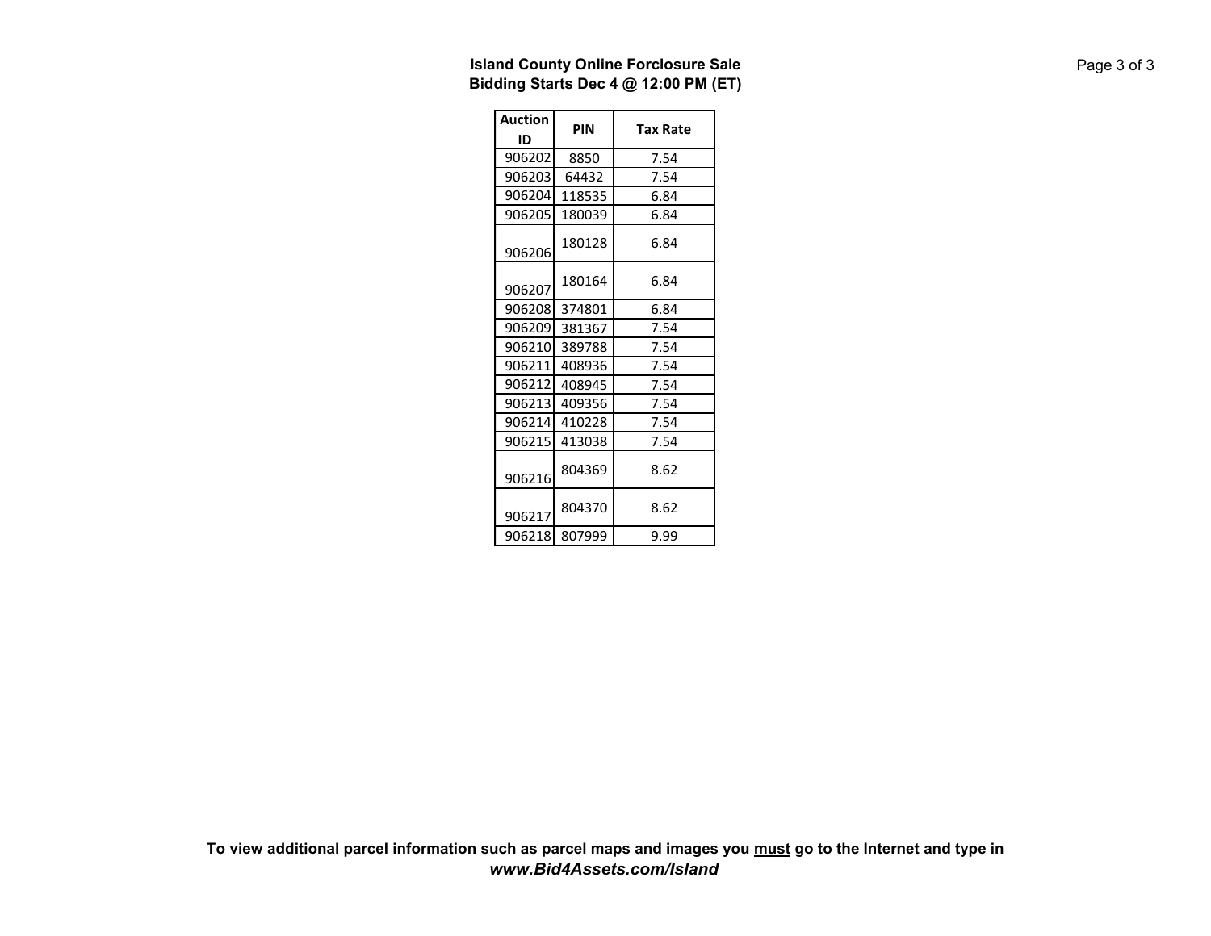**Island County Online Forclosure Sale**
**Bidding Starts Dec 4 @ 12:00 PM (ET)**

| Auction ID | PIN | Tax Rate |
|---|---|---|
| 906202 | 8850 | 7.54 |
| 906203 | 64432 | 7.54 |
| 906204 | 118535 | 6.84 |
| 906205 | 180039 | 6.84 |
| 906206 | 180128 | 6.84 |
| 906207 | 180164 | 6.84 |
| 906208 | 374801 | 6.84 |
| 906209 | 381367 | 7.54 |
| 906210 | 389788 | 7.54 |
| 906211 | 408936 | 7.54 |
| 906212 | 408945 | 7.54 |
| 906213 | 409356 | 7.54 |
| 906214 | 410228 | 7.54 |
| 906215 | 413038 | 7.54 |
| 906216 | 804369 | 8.62 |
| 906217 | 804370 | 8.62 |
| 906218 | 807999 | 9.99 |

**To view additional parcel information such as parcel maps and images you <u>must</u> go to the Internet and type in**
***www.Bid4Assets.com/Island***